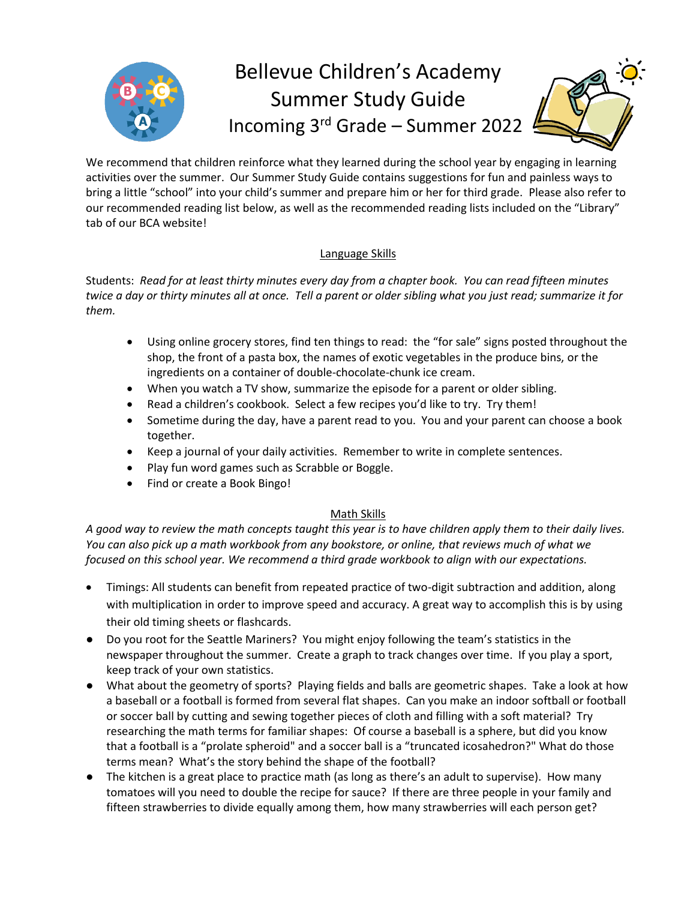# Bellevue Children's Academy Summer Study Guide Incoming 3rd Grade – Summer 2022

We recommend that children reinforce what they learned during the school year by engaging in learning activities over the summer. Our Summer Study Guide contains suggestions for fun and painless ways to bring a little "school" into your child's summer and prepare him or her for third grade. Please also refer to our recommended reading list below, as well as the recommended reading lists included on the "Library" tab of our BCA website!

## Language Skills

Students: *Read for at least thirty minutes every day from a chapter book. You can read fifteen minutes twice a day or thirty minutes all at once. Tell a parent or older sibling what you just read; summarize it for them.*

- Using online grocery stores, find ten things to read: the "for sale" signs posted throughout the shop, the front of a pasta box, the names of exotic vegetables in the produce bins, or the ingredients on a container of double-chocolate-chunk ice cream.
- When you watch a TV show, summarize the episode for a parent or older sibling.
- Read a children's cookbook. Select a few recipes you'd like to try. Try them!
- Sometime during the day, have a parent read to you. You and your parent can choose a book together.
- Keep a journal of your daily activities. Remember to write in complete sentences.
- Play fun word games such as Scrabble or Boggle.
- Find or create a Book Bingo!

## Math Skills

*A good way to review the math concepts taught this year is to have children apply them to their daily lives. You can also pick up a math workbook from any bookstore, or online, that reviews much of what we focused on this school year. We recommend a third grade workbook to align with our expectations.*

- Timings: All students can benefit from repeated practice of two-digit subtraction and addition, along with multiplication in order to improve speed and accuracy. A great way to accomplish this is by using their old timing sheets or flashcards.
- Do you root for the Seattle Mariners? You might enjoy following the team's statistics in the newspaper throughout the summer. Create a graph to track changes over time. If you play a sport, keep track of your own statistics.
- What about the geometry of sports? Playing fields and balls are geometric shapes. Take a look at how a baseball or a football is formed from several flat shapes. Can you make an indoor softball or football or soccer ball by cutting and sewing together pieces of cloth and filling with a soft material? Try researching the math terms for familiar shapes: Of course a baseball is a sphere, but did you know that a football is a "prolate spheroid" and a soccer ball is a "truncated icosahedron?" What do those terms mean? What's the story behind the shape of the football?
- The kitchen is a great place to practice math (as long as there's an adult to supervise). How many tomatoes will you need to double the recipe for sauce? If there are three people in your family and fifteen strawberries to divide equally among them, how many strawberries will each person get?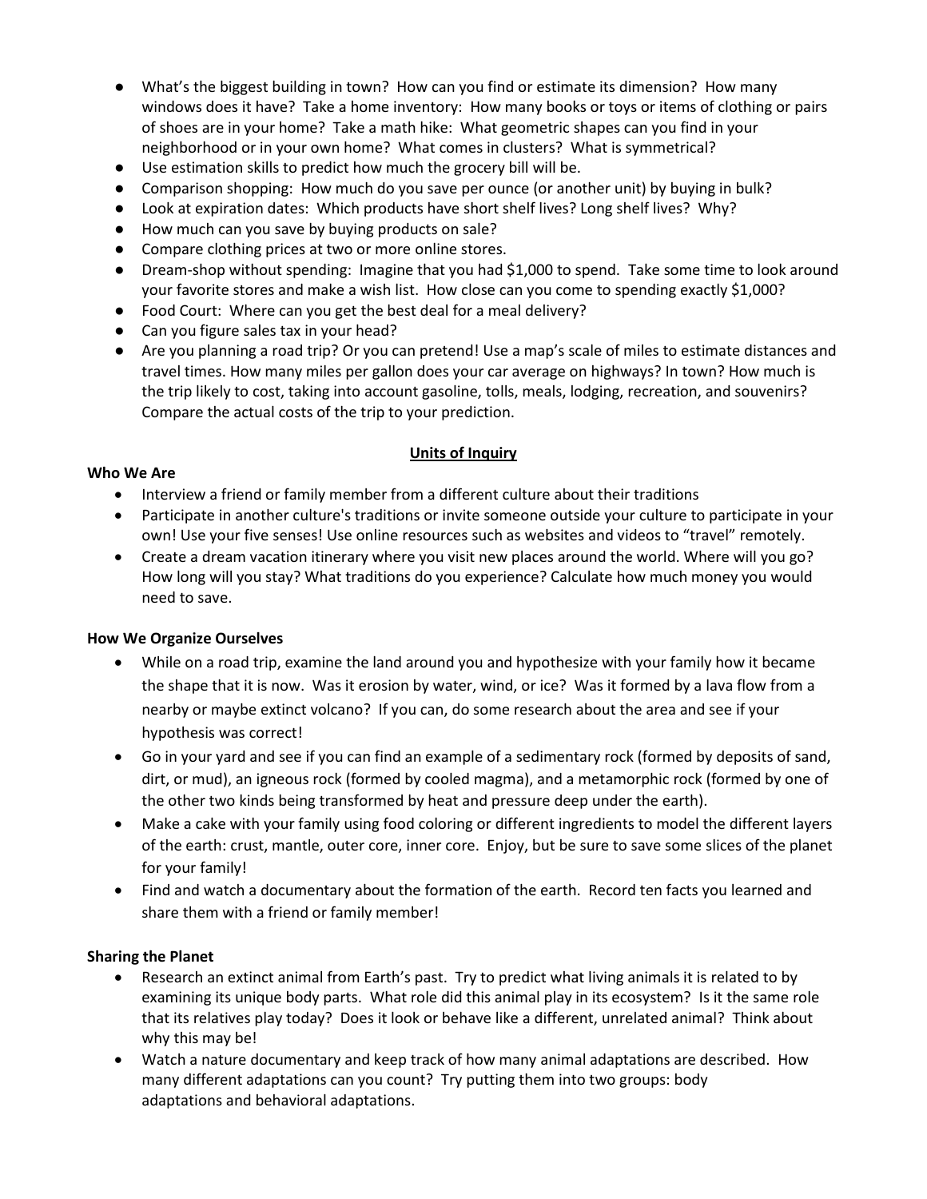- What's the biggest building in town? How can you find or estimate its dimension? How many windows does it have? Take a home inventory: How many books or toys or items of clothing or pairs of shoes are in your home? Take a math hike: What geometric shapes can you find in your neighborhood or in your own home? What comes in clusters? What is symmetrical?
- Use estimation skills to predict how much the grocery bill will be.
- Comparison shopping: How much do you save per ounce (or another unit) by buying in bulk?
- Look at expiration dates: Which products have short shelf lives? Long shelf lives? Why?
- How much can you save by buying products on sale?
- Compare clothing prices at two or more online stores.
- Dream-shop without spending: Imagine that you had $1,000 to spend. Take some time to look around your favorite stores and make a wish list. How close can you come to spending exactly $1,000?
- Food Court: Where can you get the best deal for a meal delivery?
- Can you figure sales tax in your head?
- Are you planning a road trip? Or you can pretend! Use a map's scale of miles to estimate distances and travel times. How many miles per gallon does your car average on highways? In town? How much is the trip likely to cost, taking into account gasoline, tolls, meals, lodging, recreation, and souvenirs? Compare the actual costs of the trip to your prediction.

## Units of Inquiry

**Who We Are**

- Interview a friend or family member from a different culture about their traditions
- Participate in another culture's traditions or invite someone outside your culture to participate in your own! Use your five senses! Use online resources such as websites and videos to "travel" remotely.
- Create a dream vacation itinerary where you visit new places around the world. Where will you go? How long will you stay? What traditions do you experience? Calculate how much money you would need to save.

**How We Organize Ourselves**

- While on a road trip, examine the land around you and hypothesize with your family how it became the shape that it is now. Was it erosion by water, wind, or ice? Was it formed by a lava flow from a nearby or maybe extinct volcano? If you can, do some research about the area and see if your hypothesis was correct!
- Go in your yard and see if you can find an example of a sedimentary rock (formed by deposits of sand, dirt, or mud), an igneous rock (formed by cooled magma), and a metamorphic rock (formed by one of the other two kinds being transformed by heat and pressure deep under the earth).
- Make a cake with your family using food coloring or different ingredients to model the different layers of the earth: crust, mantle, outer core, inner core. Enjoy, but be sure to save some slices of the planet for your family!
- Find and watch a documentary about the formation of the earth. Record ten facts you learned and share them with a friend or family member!

**Sharing the Planet**

- Research an extinct animal from Earth's past. Try to predict what living animals it is related to by examining its unique body parts. What role did this animal play in its ecosystem? Is it the same role that its relatives play today? Does it look or behave like a different, unrelated animal? Think about why this may be!
- Watch a nature documentary and keep track of how many animal adaptations are described. How many different adaptations can you count? Try putting them into two groups: body adaptations and behavioral adaptations.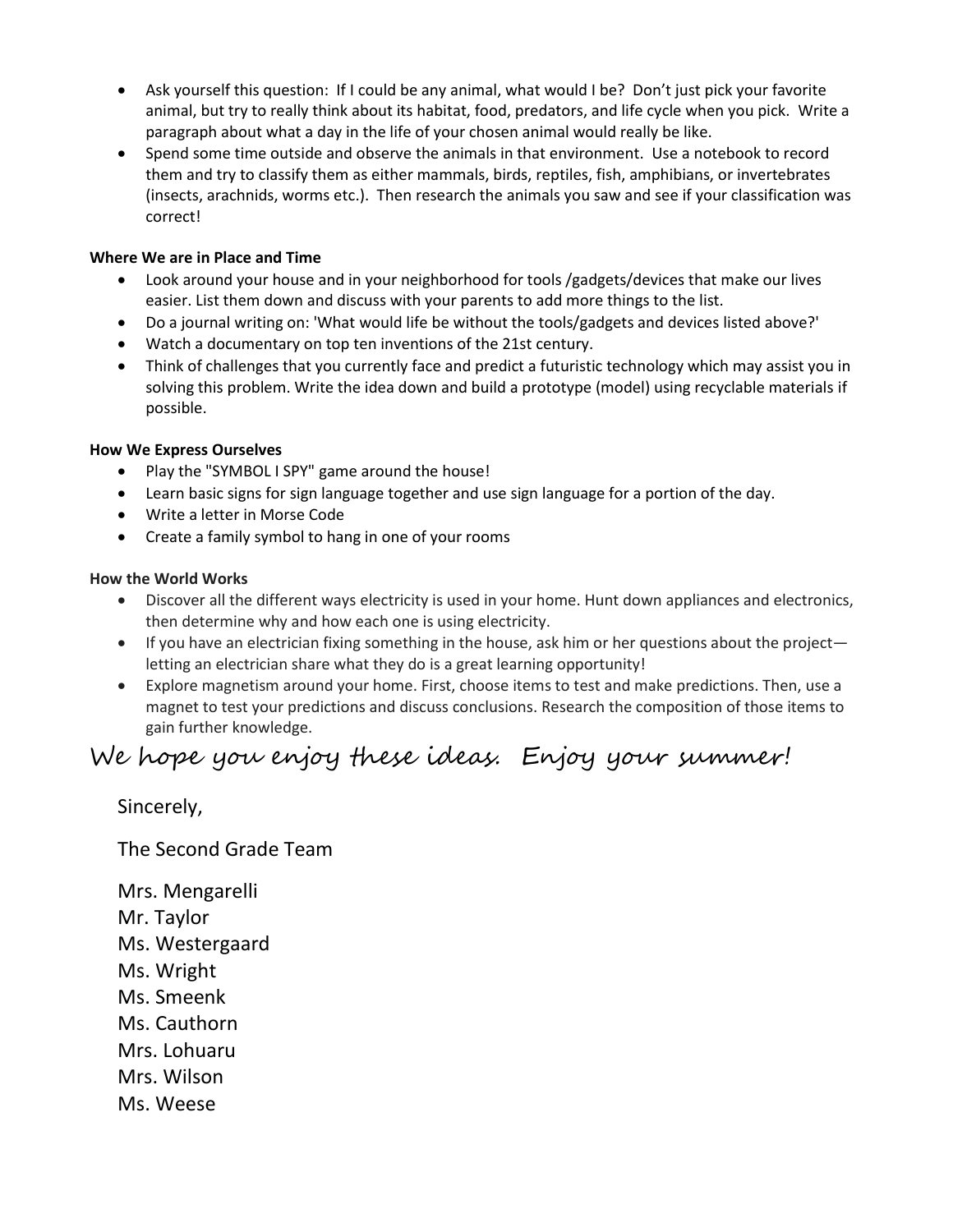- Ask yourself this question: If I could be any animal, what would I be? Don't just pick your favorite animal, but try to really think about its habitat, food, predators, and life cycle when you pick. Write a paragraph about what a day in the life of your chosen animal would really be like.
- Spend some time outside and observe the animals in that environment. Use a notebook to record them and try to classify them as either mammals, birds, reptiles, fish, amphibians, or invertebrates (insects, arachnids, worms etc.). Then research the animals you saw and see if your classification was correct!

**Where We are in Place and Time**

- Look around your house and in your neighborhood for tools /gadgets/devices that make our lives easier. List them down and discuss with your parents to add more things to the list.
- Do a journal writing on: 'What would life be without the tools/gadgets and devices listed above?'
- Watch a documentary on top ten inventions of the 21st century.
- Think of challenges that you currently face and predict a futuristic technology which may assist you in solving this problem. Write the idea down and build a prototype (model) using recyclable materials if possible.

**How We Express Ourselves**

- Play the "SYMBOL I SPY" game around the house!
- Learn basic signs for sign language together and use sign language for a portion of the day.
- Write a letter in Morse Code
- Create a family symbol to hang in one of your rooms

**How the World Works**

- Discover all the different ways electricity is used in your home. Hunt down appliances and electronics, then determine why and how each one is using electricity.
- If you have an electrician fixing something in the house, ask him or her questions about the project—letting an electrician share what they do is a great learning opportunity!
- Explore magnetism around your home. First, choose items to test and make predictions. Then, use a magnet to test your predictions and discuss conclusions. Research the composition of those items to gain further knowledge.

## We hope you enjoy these ideas. Enjoy your summer!

Sincerely,

The Second Grade Team

Mrs. Mengarelli  
Mr. Taylor  
Ms. Westergaard  
Ms. Wright  
Ms. Smeenk  
Ms. Cauthorn  
Mrs. Lohuaru  
Mrs. Wilson  
Ms. Weese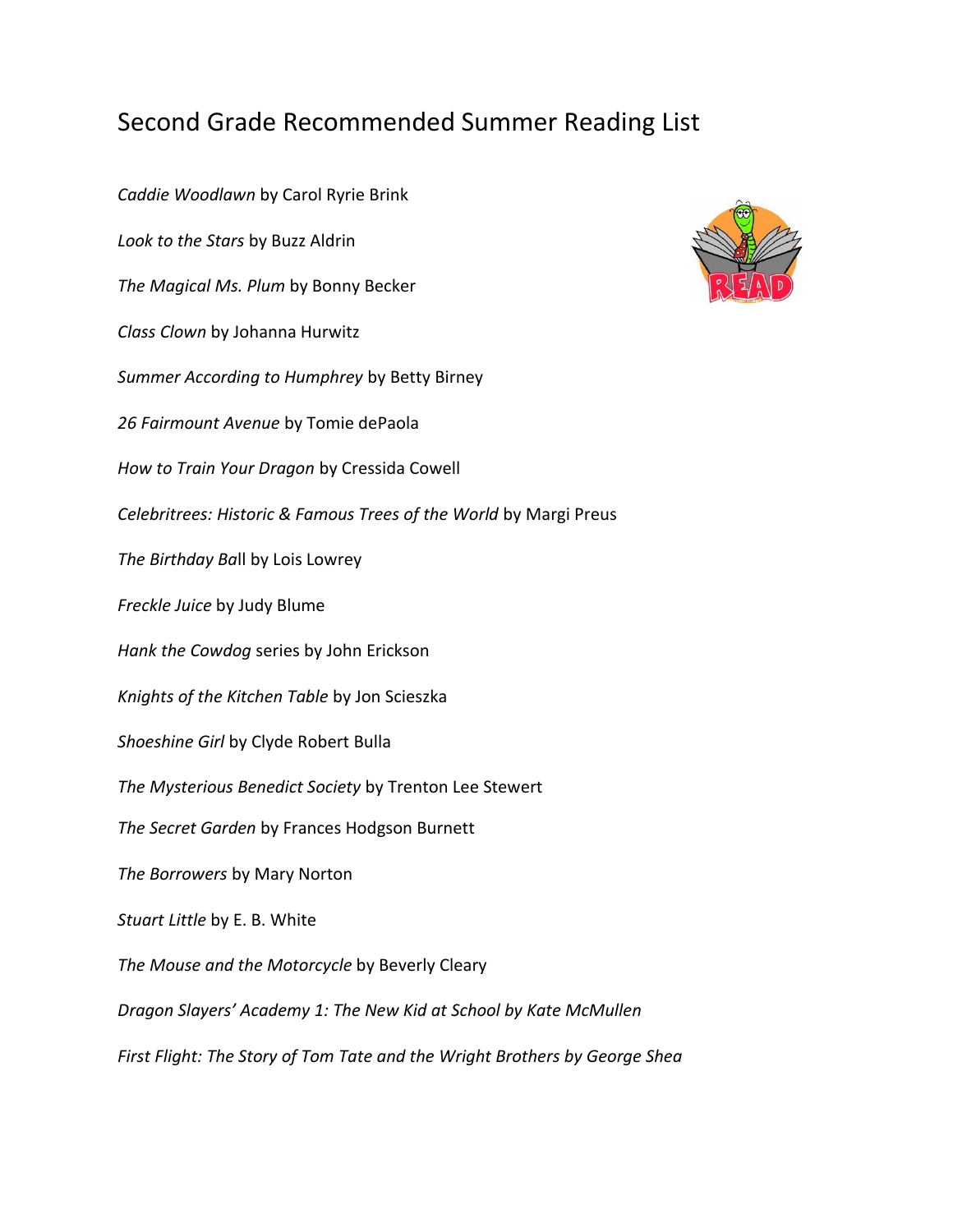# Second Grade Recommended Summer Reading List

*Caddie Woodlawn* by Carol Ryrie Brink

*Look to the Stars* by Buzz Aldrin

*The Magical Ms. Plum* by Bonny Becker

*Class Clown* by Johanna Hurwitz

*Summer According to Humphrey* by Betty Birney

*26 Fairmount Avenue* by Tomie dePaola

*How to Train Your Dragon* by Cressida Cowell

*Celebritrees: Historic & Famous Trees of the World* by Margi Preus

*The Birthday Ba*ll by Lois Lowrey

*Freckle Juice* by Judy Blume

*Hank the Cowdog* series by John Erickson

*Knights of the Kitchen Table* by Jon Scieszka

*Shoeshine Girl* by Clyde Robert Bulla

*The Mysterious Benedict Society* by Trenton Lee Stewert

*The Secret Garden* by Frances Hodgson Burnett

*The Borrowers* by Mary Norton

*Stuart Little* by E. B. White

*The Mouse and the Motorcycle* by Beverly Cleary

*Dragon Slayers' Academy 1: The New Kid at School by Kate McMullen*

*First Flight: The Story of Tom Tate and the Wright Brothers by George Shea*